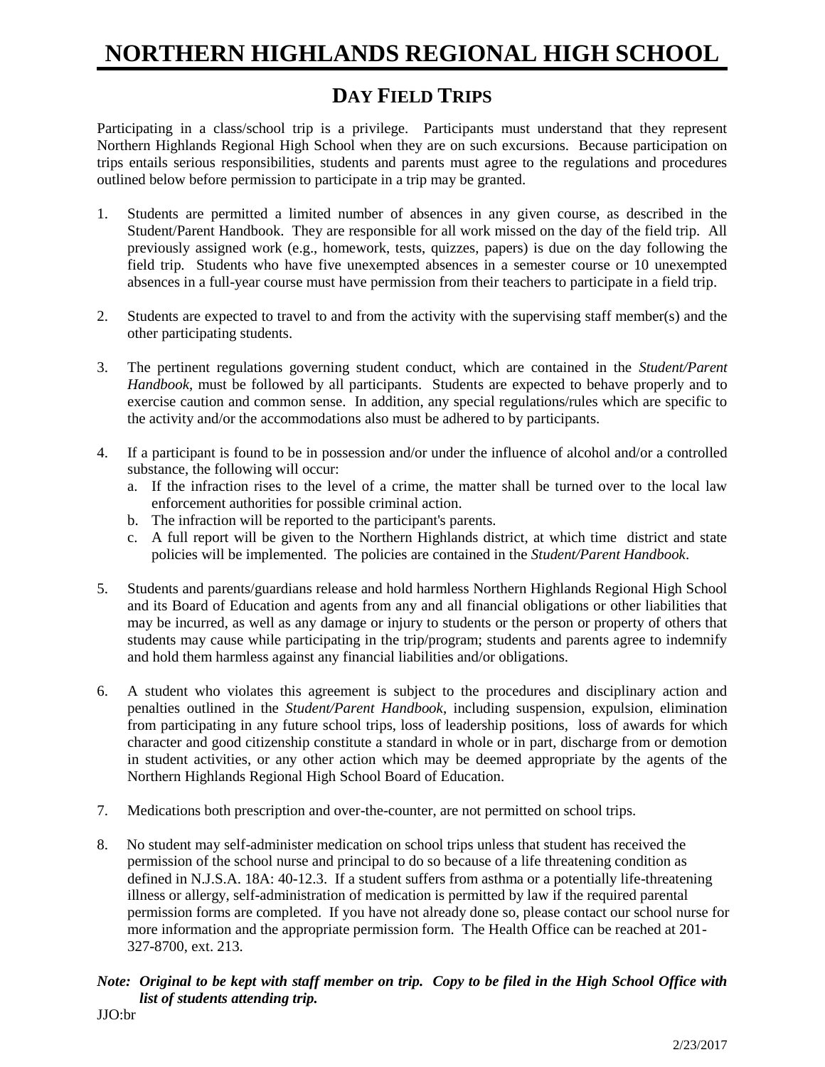# NORTHERN HIGHLANDS REGIONAL HIGH SCHOOL

## DAY FIELD TRIPS

Participating in a class/school trip is a privilege. Participants must understand that they represent Northern Highlands Regional High School when they are on such excursions. Because participation on trips entails serious responsibilities, students and parents must agree to the regulations and procedures outlined below before permission to participate in a trip may be granted.

1. Students are permitted a limited number of absences in any given course, as described in the Student/Parent Handbook. They are responsible for all work missed on the day of the field trip. All previously assigned work (e.g., homework, tests, quizzes, papers) is due on the day following the field trip. Students who have five unexempted absences in a semester course or 10 unexempted absences in a full-year course must have permission from their teachers to participate in a field trip.

2. Students are expected to travel to and from the activity with the supervising staff member(s) and the other participating students.

3. The pertinent regulations governing student conduct, which are contained in the *Student/Parent Handbook*, must be followed by all participants. Students are expected to behave properly and to exercise caution and common sense. In addition, any special regulations/rules which are specific to the activity and/or the accommodations also must be adhered to by participants.

4. If a participant is found to be in possession and/or under the influence of alcohol and/or a controlled substance, the following will occur:
   a. If the infraction rises to the level of a crime, the matter shall be turned over to the local law enforcement authorities for possible criminal action.
   b. The infraction will be reported to the participant's parents.
   c. A full report will be given to the Northern Highlands district, at which time district and state policies will be implemented. The policies are contained in the *Student/Parent Handbook*.

5. Students and parents/guardians release and hold harmless Northern Highlands Regional High School and its Board of Education and agents from any and all financial obligations or other liabilities that may be incurred, as well as any damage or injury to students or the person or property of others that students may cause while participating in the trip/program; students and parents agree to indemnify and hold them harmless against any financial liabilities and/or obligations.

6. A student who violates this agreement is subject to the procedures and disciplinary action and penalties outlined in the *Student/Parent Handbook*, including suspension, expulsion, elimination from participating in any future school trips, loss of leadership positions, loss of awards for which character and good citizenship constitute a standard in whole or in part, discharge from or demotion in student activities, or any other action which may be deemed appropriate by the agents of the Northern Highlands Regional High School Board of Education.

7. Medications both prescription and over-the-counter, are not permitted on school trips.

8. No student may self-administer medication on school trips unless that student has received the permission of the school nurse and principal to do so because of a life threatening condition as defined in N.J.S.A. 18A: 40-12.3. If a student suffers from asthma or a potentially life-threatening illness or allergy, self-administration of medication is permitted by law if the required parental permission forms are completed. If you have not already done so, please contact our school nurse for more information and the appropriate permission form. The Health Office can be reached at 201-327-8700, ext. 213.

***Note: Original to be kept with staff member on trip. Copy to be filed in the High School Office with list of students attending trip.***

JJO:br

2/23/2017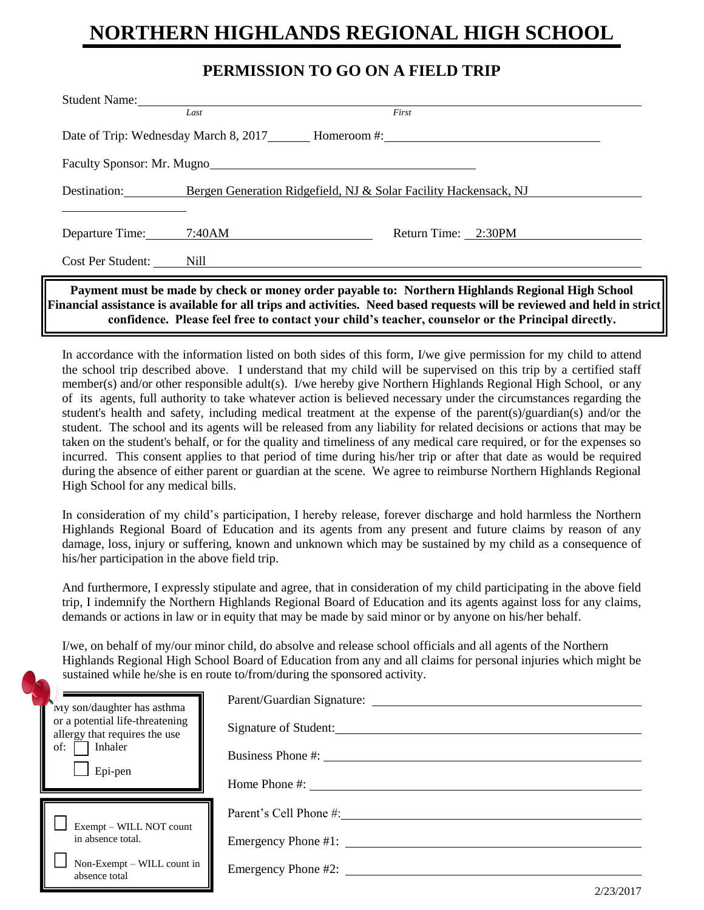# NORTHERN HIGHLANDS REGIONAL HIGH SCHOOL

## PERMISSION TO GO ON A FIELD TRIP

Student Name: ______________________________________________
*Last* *First*

Date of Trip: Wednesday March 8, 2017 Homeroom #: ______________________

Faculty Sponsor: Mr. Mugno ______________________

Destination: Bergen Generation Ridgefield, NJ & Solar Facility Hackensack, NJ

Departure Time: 7:40AM Return Time: 2:30PM

Cost Per Student: Nill

**Payment must be made by check or money order payable to: Northern Highlands Regional High School Financial assistance is available for all trips and activities. Need based requests will be reviewed and held in strict confidence. Please feel free to contact your child's teacher, counselor or the Principal directly.**

In accordance with the information listed on both sides of this form, I/we give permission for my child to attend the school trip described above. I understand that my child will be supervised on this trip by a certified staff member(s) and/or other responsible adult(s). I/we hereby give Northern Highlands Regional High School, or any of its agents, full authority to take whatever action is believed necessary under the circumstances regarding the student's health and safety, including medical treatment at the expense of the parent(s)/guardian(s) and/or the student. The school and its agents will be released from any liability for related decisions or actions that may be taken on the student's behalf, or for the quality and timeliness of any medical care required, or for the expenses so incurred. This consent applies to that period of time during his/her trip or after that date as would be required during the absence of either parent or guardian at the scene. We agree to reimburse Northern Highlands Regional High School for any medical bills.

In consideration of my child's participation, I hereby release, forever discharge and hold harmless the Northern Highlands Regional Board of Education and its agents from any present and future claims by reason of any damage, loss, injury or suffering, known and unknown which may be sustained by my child as a consequence of his/her participation in the above field trip.

And furthermore, I expressly stipulate and agree, that in consideration of my child participating in the above field trip, I indemnify the Northern Highlands Regional Board of Education and its agents against loss for any claims, demands or actions in law or in equity that may be made by said minor or by anyone on his/her behalf.

I/we, on behalf of my/our minor child, do absolve and release school officials and all agents of the Northern Highlands Regional High School Board of Education from any and all claims for personal injuries which might be sustained while he/she is en route to/from/during the sponsored activity.

My son/daughter has asthma or a potential life-threatening allergy that requires the use of:
- ☐ Inhaler
- ☐ Epi-pen

- ☐ Exempt – WILL NOT count in absence total.
- ☐ Non-Exempt – WILL count in absence total

Parent/Guardian Signature: ______________________

Signature of Student: ______________________

Business Phone #: ______________________

Home Phone #: ______________________

Parent's Cell Phone #: ______________________

Emergency Phone #1: ______________________

Emergency Phone #2: ______________________

2/23/2017